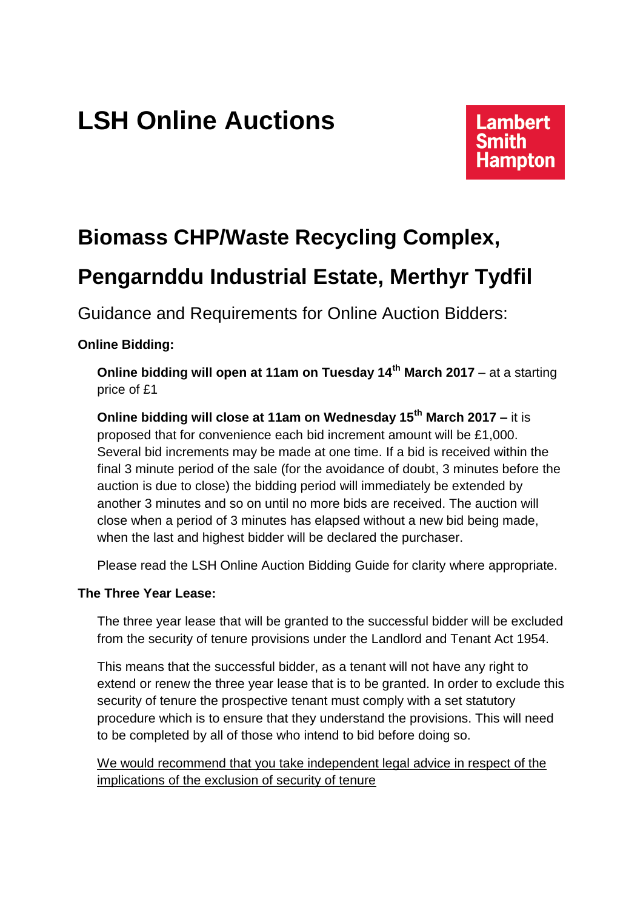# LSH Online Auctions

Lambert Smith Hampton

## Biomass CHP/Waste Recycling Complex, Pengarnddu Industrial Estate, Merthyr Tydfil

Guidance and Requirements for Online Auction Bidders:

**Online Bidding:**

**Online bidding will open at 11am on Tuesday 14th March 2017** – at a starting price of £1

**Online bidding will close at 11am on Wednesday 15th March 2017 –** it is proposed that for convenience each bid increment amount will be £1,000. Several bid increments may be made at one time. If a bid is received within the final 3 minute period of the sale (for the avoidance of doubt, 3 minutes before the auction is due to close) the bidding period will immediately be extended by another 3 minutes and so on until no more bids are received. The auction will close when a period of 3 minutes has elapsed without a new bid being made, when the last and highest bidder will be declared the purchaser.

Please read the LSH Online Auction Bidding Guide for clarity where appropriate.

**The Three Year Lease:**

The three year lease that will be granted to the successful bidder will be excluded from the security of tenure provisions under the Landlord and Tenant Act 1954.

This means that the successful bidder, as a tenant will not have any right to extend or renew the three year lease that is to be granted. In order to exclude this security of tenure the prospective tenant must comply with a set statutory procedure which is to ensure that they understand the provisions. This will need to be completed by all of those who intend to bid before doing so.

We would recommend that you take independent legal advice in respect of the implications of the exclusion of security of tenure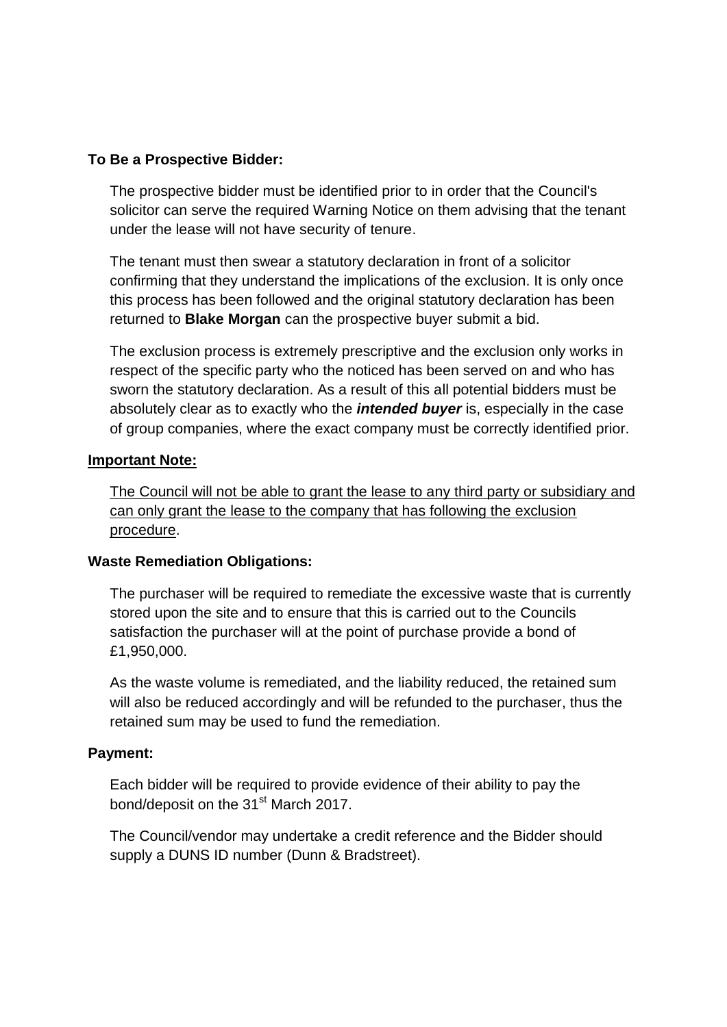**To Be a Prospective Bidder:**

The prospective bidder must be identified prior to in order that the Council's solicitor can serve the required Warning Notice on them advising that the tenant under the lease will not have security of tenure.

The tenant must then swear a statutory declaration in front of a solicitor confirming that they understand the implications of the exclusion. It is only once this process has been followed and the original statutory declaration has been returned to **Blake Morgan** can the prospective buyer submit a bid.

The exclusion process is extremely prescriptive and the exclusion only works in respect of the specific party who the noticed has been served on and who has sworn the statutory declaration. As a result of this all potential bidders must be absolutely clear as to exactly who the ***intended buyer*** is, especially in the case of group companies, where the exact company must be correctly identified prior.

**Important Note:**

The Council will not be able to grant the lease to any third party or subsidiary and can only grant the lease to the company that has following the exclusion procedure.

**Waste Remediation Obligations:**

The purchaser will be required to remediate the excessive waste that is currently stored upon the site and to ensure that this is carried out to the Councils satisfaction the purchaser will at the point of purchase provide a bond of £1,950,000.

As the waste volume is remediated, and the liability reduced, the retained sum will also be reduced accordingly and will be refunded to the purchaser, thus the retained sum may be used to fund the remediation.

**Payment:**

Each bidder will be required to provide evidence of their ability to pay the bond/deposit on the 31st March 2017.

The Council/vendor may undertake a credit reference and the Bidder should supply a DUNS ID number (Dunn & Bradstreet).